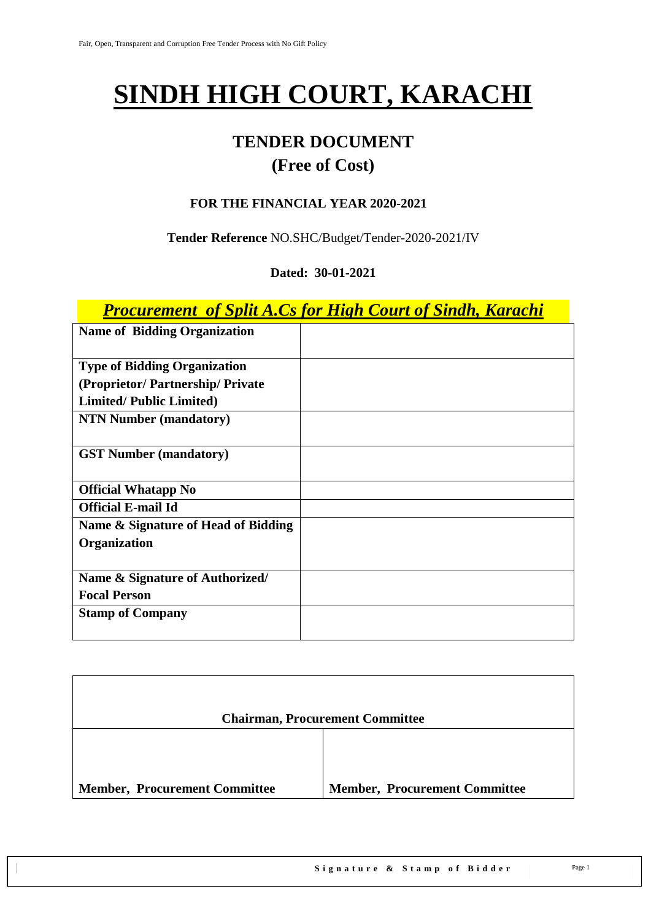# SINDH HIGH COURT, KARACHI

## TENDER DOCUMENT
## (Free of Cost)

### FOR THE FINANCIAL YEAR 2020-2021

**Tender Reference** NO.SHC/Budget/Tender-2020-2021/IV

**Dated: 30-01-2021**

***Procurement of Split A.Cs for High Court of Sindh, Karachi***

| | |
|---|---|
| **Name of Bidding Organization** | |
| **Type of Bidding Organization (Proprietor/ Partnership/ Private Limited/ Public Limited)** | |
| **NTN Number (mandatory)** | |
| **GST Number (mandatory)** | |
| **Official Whatapp No** | |
| **Official E-mail Id** | |
| **Name & Signature of Head of Bidding Organization** | |
| **Name & Signature of Authorized/ Focal Person** | |
| **Stamp of Company** | |

| | |
|---|---|
| **Chairman, Procurement Committee** | |
| **Member, Procurement Committee** | **Member, Procurement Committee** |

**Signature & Stamp of Bidder**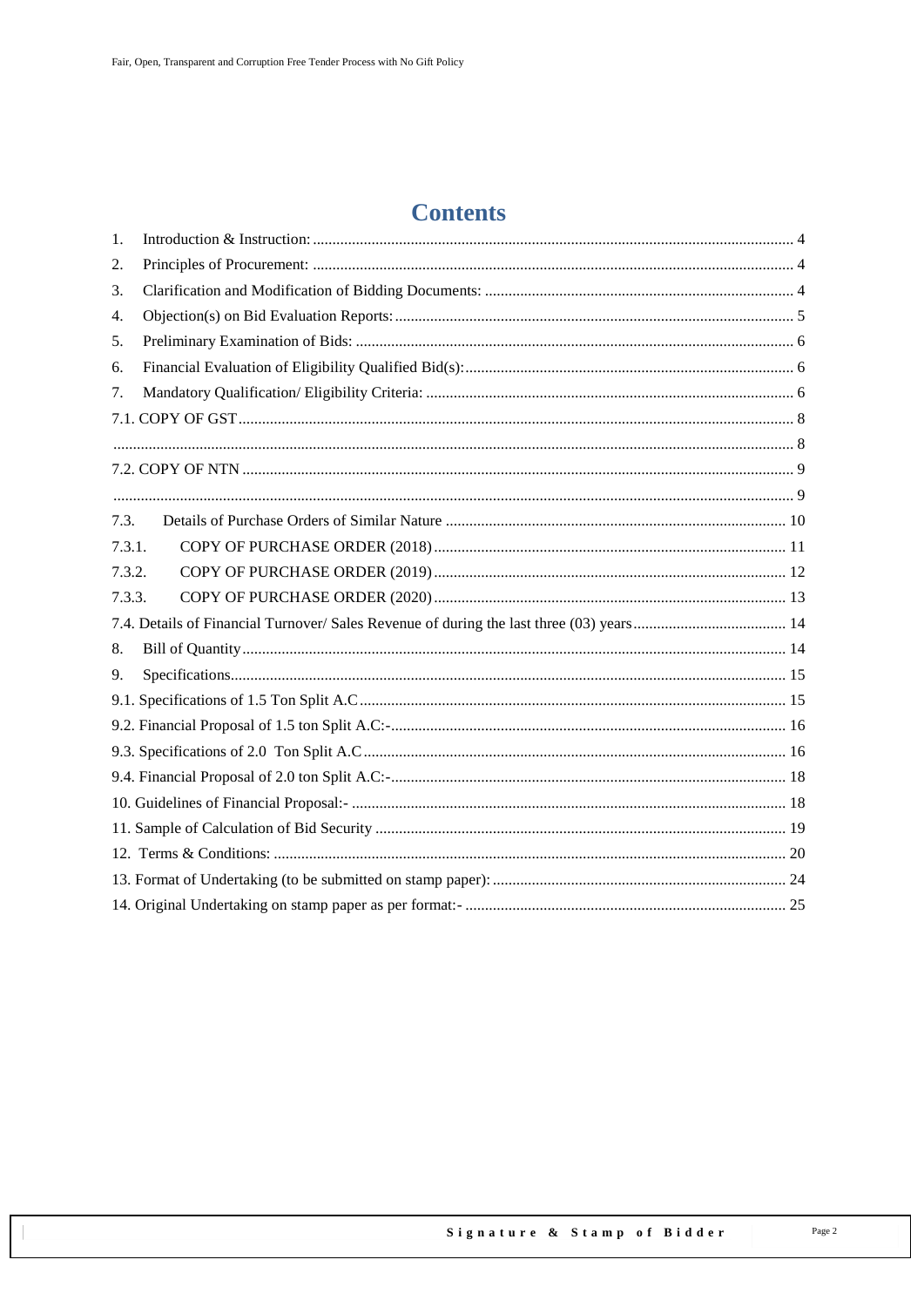# Contents

1. Introduction & Instruction: ..... 4
2. Principles of Procurement: ..... 4
3. Clarification and Modification of Bidding Documents: ..... 4
4. Objection(s) on Bid Evaluation Reports: ..... 5
5. Preliminary Examination of Bids: ..... 6
6. Financial Evaluation of Eligibility Qualified Bid(s): ..... 6
7. Mandatory Qualification/ Eligibility Criteria: ..... 6

7.1. COPY OF GST ..... 8

..... 8

7.2. COPY OF NTN ..... 9

..... 9

7.3. Details of Purchase Orders of Similar Nature ..... 10

7.3.1. COPY OF PURCHASE ORDER (2018) ..... 11

7.3.2. COPY OF PURCHASE ORDER (2019) ..... 12

7.3.3. COPY OF PURCHASE ORDER (2020) ..... 13

7.4. Details of Financial Turnover/ Sales Revenue of during the last three (03) years ..... 14

8. Bill of Quantity ..... 14
9. Specifications ..... 15

9.1. Specifications of 1.5 Ton Split A.C ..... 15

9.2. Financial Proposal of 1.5 ton Split A.C:- ..... 16

9.3. Specifications of 2.0 Ton Split A.C ..... 16

9.4. Financial Proposal of 2.0 ton Split A.C:- ..... 18

10. Guidelines of Financial Proposal:- ..... 18

11. Sample of Calculation of Bid Security ..... 19

12. Terms & Conditions: ..... 20

13. Format of Undertaking (to be submitted on stamp paper): ..... 24

14. Original Undertaking on stamp paper as per format:- ..... 25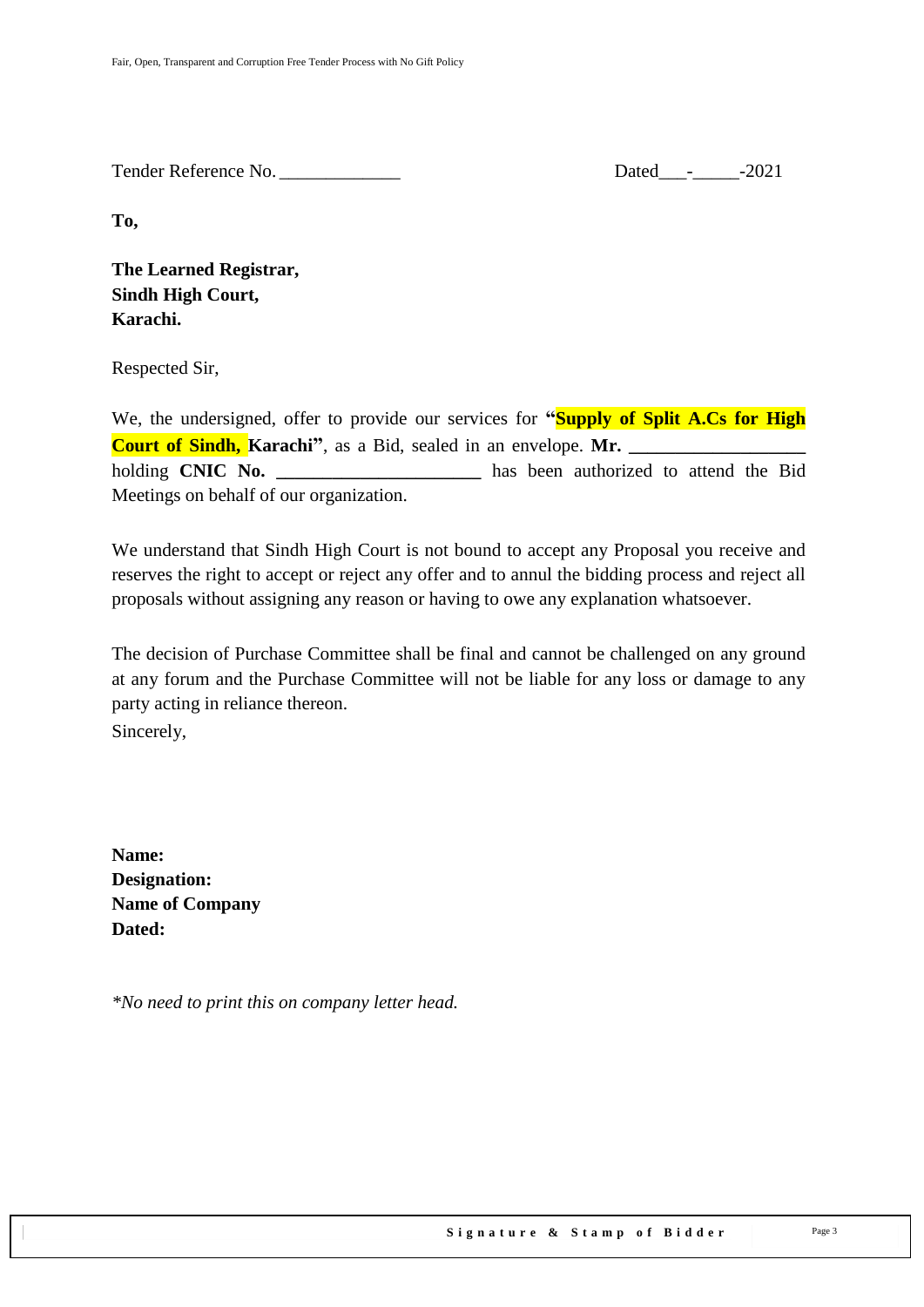Tender Reference No. _____________ Dated___-_____-2021

**To,**

**The Learned Registrar,**
**Sindh High Court,**
**Karachi.**

Respected Sir,

We, the undersigned, offer to provide our services for **"Supply of Split A.Cs for High Court of Sindh, Karachi"**, as a Bid, sealed in an envelope. **Mr. ___________________** holding **CNIC No. ______________________** has been authorized to attend the Bid Meetings on behalf of our organization.

We understand that Sindh High Court is not bound to accept any Proposal you receive and reserves the right to accept or reject any offer and to annul the bidding process and reject all proposals without assigning any reason or having to owe any explanation whatsoever.

The decision of Purchase Committee shall be final and cannot be challenged on any ground at any forum and the Purchase Committee will not be liable for any loss or damage to any party acting in reliance thereon.

Sincerely,

**Name:**
**Designation:**
**Name of Company**
**Dated:**

*\*No need to print this on company letter head.*

**Signature & Stamp of Bidder**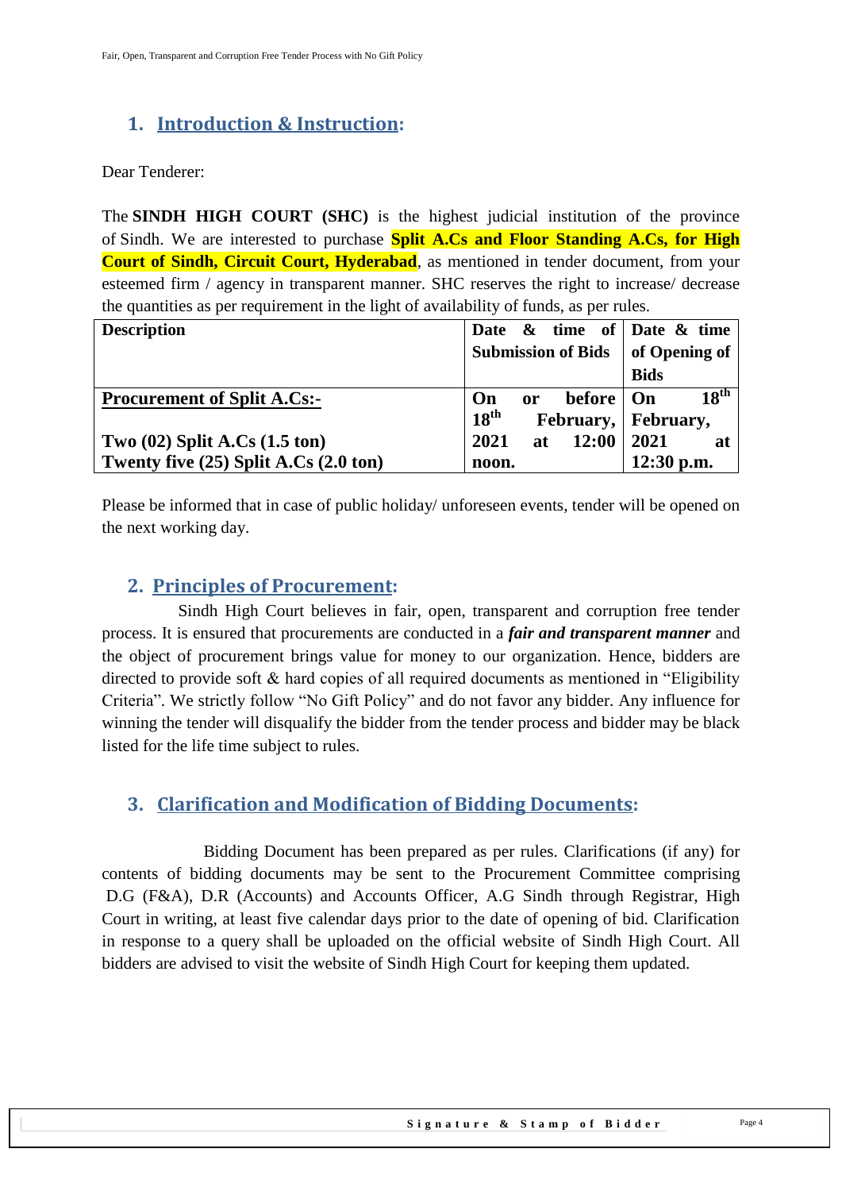## 1. Introduction & Instruction:

Dear Tenderer:

The **SINDH HIGH COURT (SHC)** is the highest judicial institution of the province of Sindh. We are interested to purchase **Split A.Cs and Floor Standing A.Cs, for High Court of Sindh, Circuit Court, Hyderabad**, as mentioned in tender document, from your esteemed firm / agency in transparent manner. SHC reserves the right to increase/ decrease the quantities as per requirement in the light of availability of funds, as per rules.

| Description | Date & time of Submission of Bids | Date & time of Opening of Bids |
|---|---|---|
| **Procurement of Split A.Cs:-**<br><br>**Two (02) Split A.Cs (1.5 ton)**<br>**Twenty five (25) Split A.Cs (2.0 ton)** | **On or before 18th February, 2021 at 12:00 noon.** | **On 18th February, 2021 at 12:30 p.m.** |

Please be informed that in case of public holiday/ unforeseen events, tender will be opened on the next working day.

## 2. Principles of Procurement:

Sindh High Court believes in fair, open, transparent and corruption free tender process. It is ensured that procurements are conducted in a ***fair and transparent manner*** and the object of procurement brings value for money to our organization. Hence, bidders are directed to provide soft & hard copies of all required documents as mentioned in "Eligibility Criteria". We strictly follow "No Gift Policy" and do not favor any bidder. Any influence for winning the tender will disqualify the bidder from the tender process and bidder may be black listed for the life time subject to rules.

## 3. Clarification and Modification of Bidding Documents:

Bidding Document has been prepared as per rules. Clarifications (if any) for contents of bidding documents may be sent to the Procurement Committee comprising D.G (F&A), D.R (Accounts) and Accounts Officer, A.G Sindh through Registrar, High Court in writing, at least five calendar days prior to the date of opening of bid. Clarification in response to a query shall be uploaded on the official website of Sindh High Court. All bidders are advised to visit the website of Sindh High Court for keeping them updated.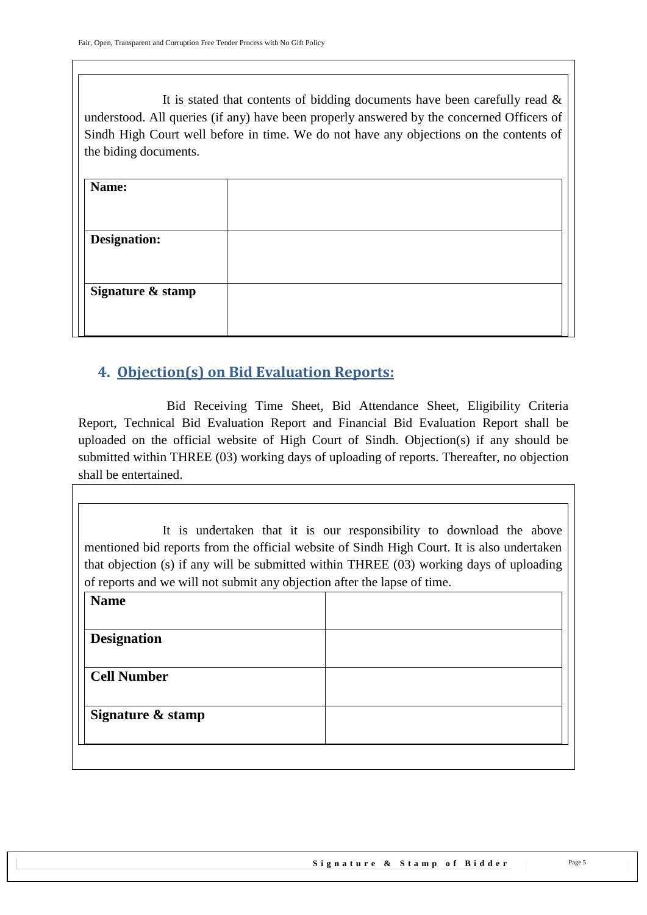It is stated that contents of bidding documents have been carefully read & understood. All queries (if any) have been properly answered by the concerned Officers of Sindh High Court well before in time. We do not have any objections on the contents of the biding documents.

| **Name:** | |
|---|---|
| **Designation:** | |
| **Signature & stamp** | |

## 4. Objection(s) on Bid Evaluation Reports:

Bid Receiving Time Sheet, Bid Attendance Sheet, Eligibility Criteria Report, Technical Bid Evaluation Report and Financial Bid Evaluation Report shall be uploaded on the official website of High Court of Sindh. Objection(s) if any should be submitted within THREE (03) working days of uploading of reports. Thereafter, no objection shall be entertained.

It is undertaken that it is our responsibility to download the above mentioned bid reports from the official website of Sindh High Court. It is also undertaken that objection (s) if any will be submitted within THREE (03) working days of uploading of reports and we will not submit any objection after the lapse of time.

| **Name** | |
|---|---|
| **Designation** | |
| **Cell Number** | |
| **Signature & stamp** | |

**Signature & Stamp of Bidder**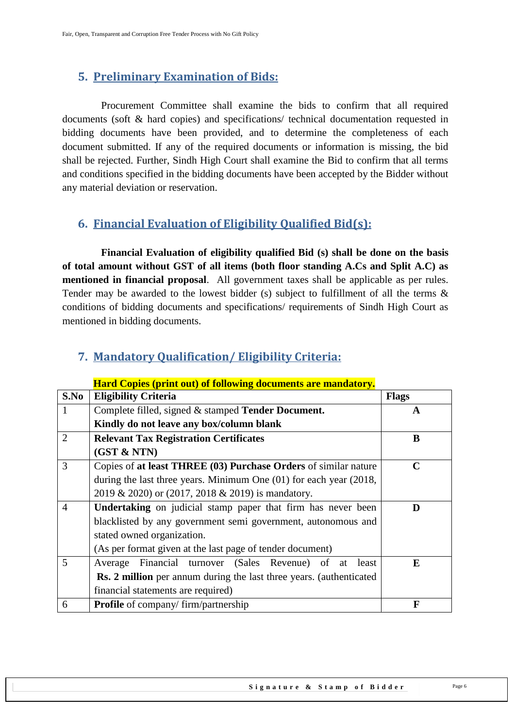## 5. Preliminary Examination of Bids:

Procurement Committee shall examine the bids to confirm that all required documents (soft & hard copies) and specifications/ technical documentation requested in bidding documents have been provided, and to determine the completeness of each document submitted. If any of the required documents or information is missing, the bid shall be rejected. Further, Sindh High Court shall examine the Bid to confirm that all terms and conditions specified in the bidding documents have been accepted by the Bidder without any material deviation or reservation.

## 6. Financial Evaluation of Eligibility Qualified Bid(s):

**Financial Evaluation of eligibility qualified Bid (s) shall be done on the basis of total amount without GST of all items (both floor standing A.Cs and Split A.C) as mentioned in financial proposal**. All government taxes shall be applicable as per rules. Tender may be awarded to the lowest bidder (s) subject to fulfillment of all the terms & conditions of bidding documents and specifications/ requirements of Sindh High Court as mentioned in bidding documents.

## 7. Mandatory Qualification/ Eligibility Criteria:

**Hard Copies (print out) of following documents are mandatory.**

| S.No | Eligibility Criteria | Flags |
|---|---|---|
| 1 | Complete filled, signed & stamped **Tender Document. Kindly do not leave any box/column blank** | **A** |
| 2 | **Relevant Tax Registration Certificates (GST & NTN)** | **B** |
| 3 | Copies of **at least THREE (03) Purchase Orders** of similar nature during the last three years. Minimum One (01) for each year (2018, 2019 & 2020) or (2017, 2018 & 2019) is mandatory. | **C** |
| 4 | **Undertaking** on judicial stamp paper that firm has never been blacklisted by any government semi government, autonomous and stated owned organization. (As per format given at the last page of tender document) | **D** |
| 5 | Average Financial turnover (Sales Revenue) of at least **Rs. 2 million** per annum during the last three years. (authenticated financial statements are required) | **E** |
| 6 | **Profile** of company/ firm/partnership | **F** |

Signature & Stamp of Bidder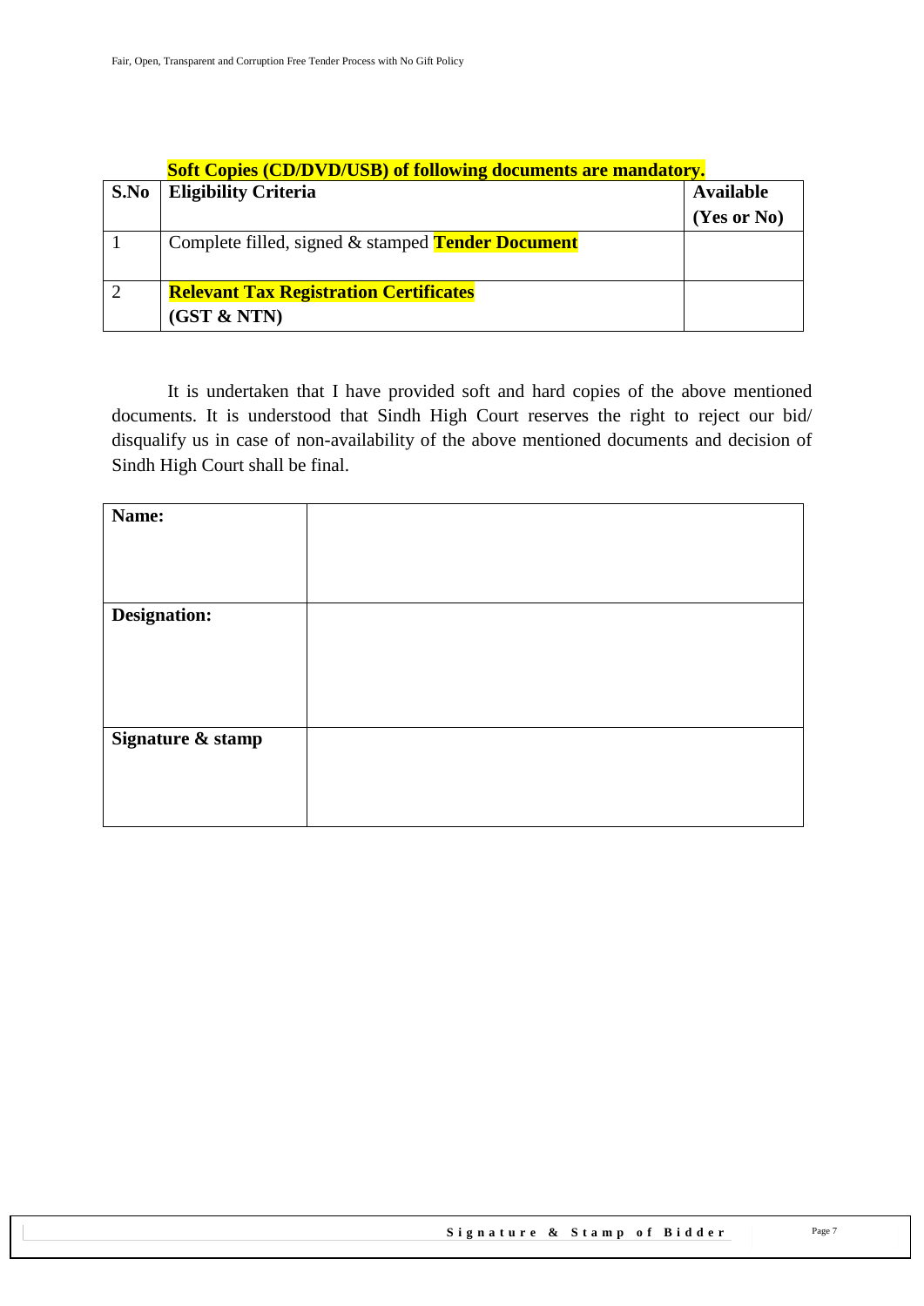**Soft Copies (CD/DVD/USB) of following documents are mandatory.**

| S.No | Eligibility Criteria | Available (Yes or No) |
|---|---|---|
| 1 | Complete filled, signed & stamped **Tender Document** | |
| 2 | **Relevant Tax Registration Certificates (GST & NTN)** | |

It is undertaken that I have provided soft and hard copies of the above mentioned documents. It is understood that Sindh High Court reserves the right to reject our bid/ disqualify us in case of non-availability of the above mentioned documents and decision of Sindh High Court shall be final.

| | |
|---|---|
| **Name:** | |
| **Designation:** | |
| **Signature & stamp** | |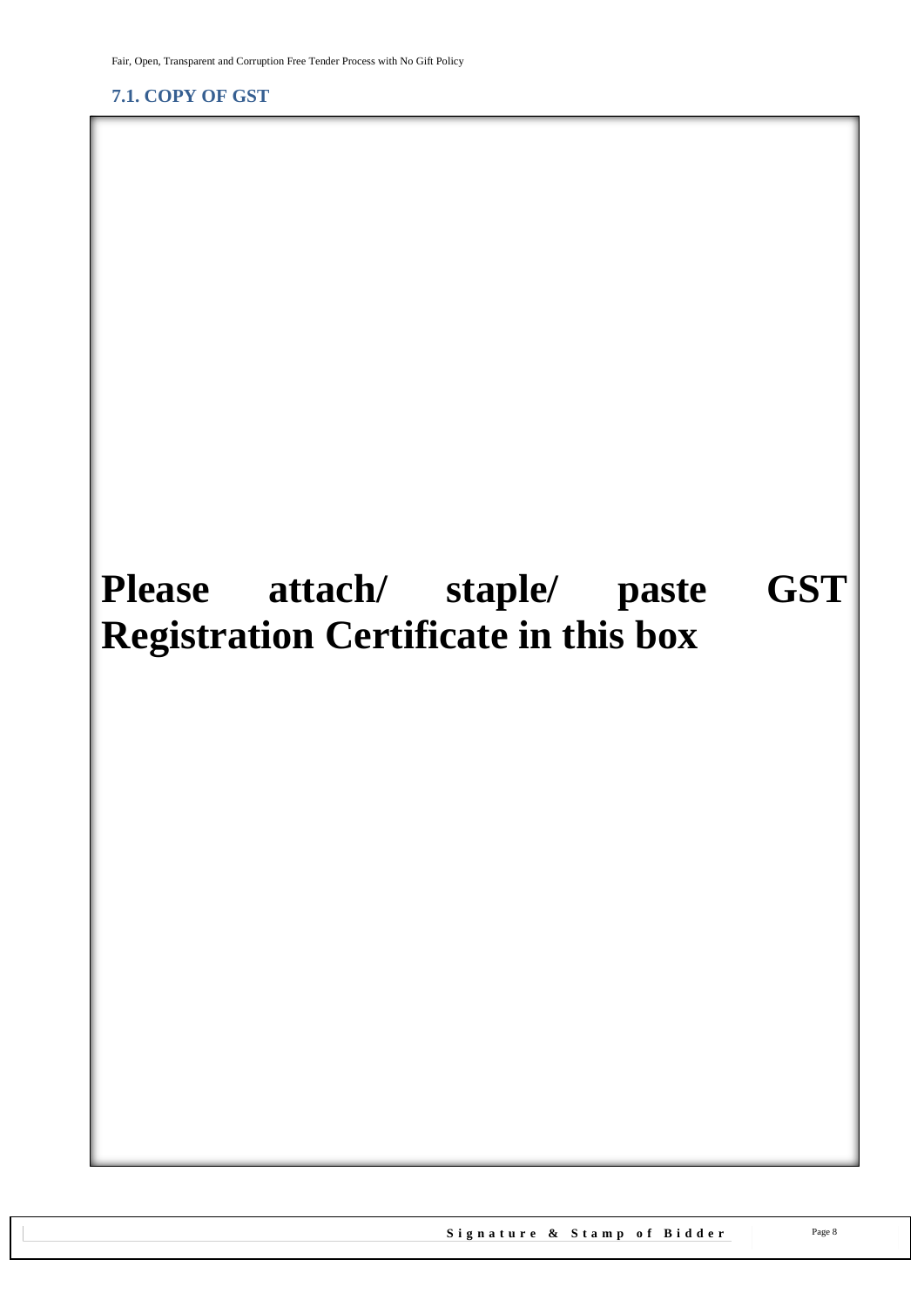### 7.1. COPY OF GST

**Please attach/ staple/ paste GST Registration Certificate in this box**

**Signature & Stamp of Bidder**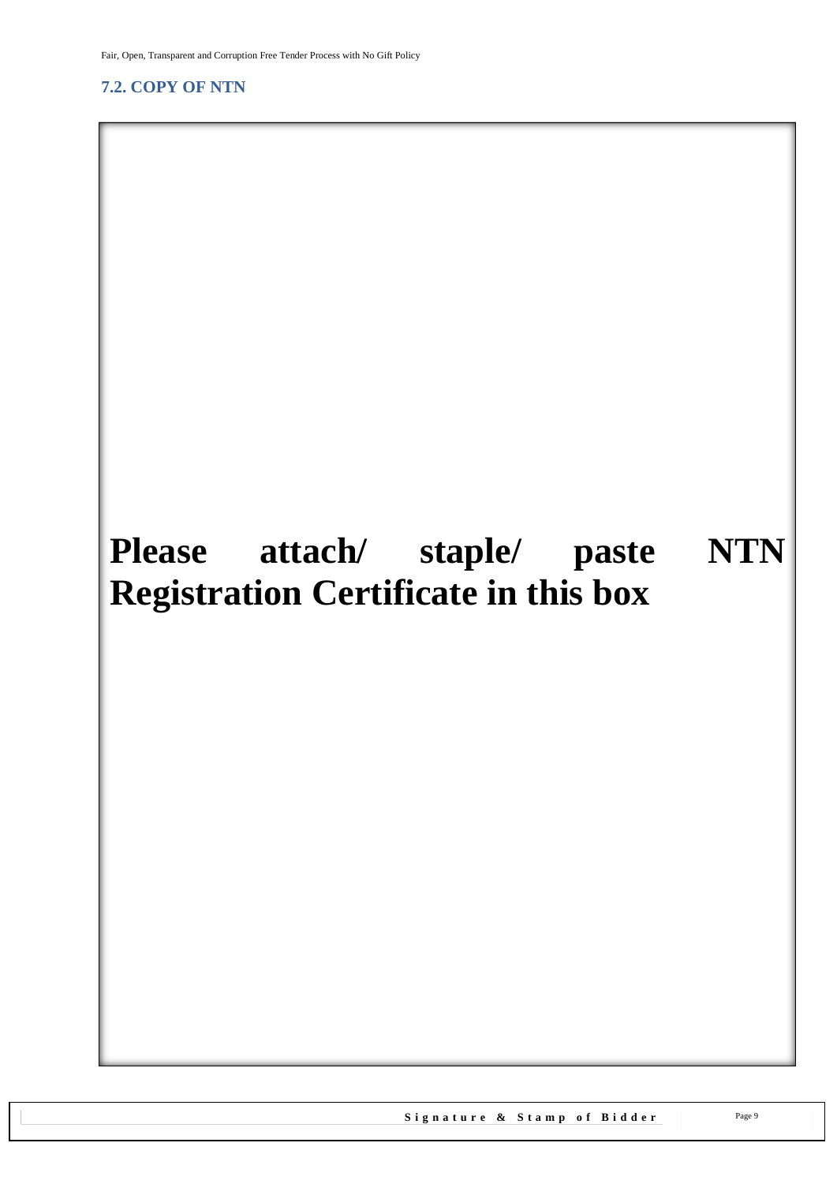## 7.2. COPY OF NTN

**Please attach/ staple/ paste NTN Registration Certificate in this box**

**Signature & Stamp of Bidder**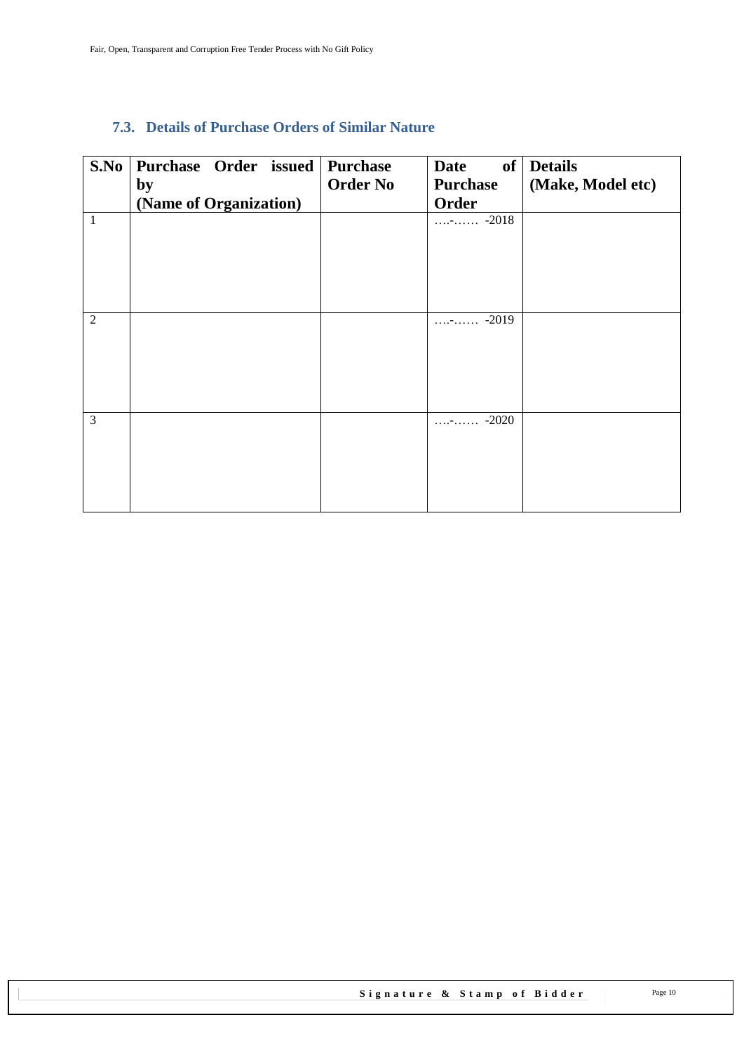### 7.3. Details of Purchase Orders of Similar Nature

| S.No | Purchase Order issued by (Name of Organization) | Purchase Order No | Date of Purchase Order | Details (Make, Model etc) |
|---|---|---|---|---|
| 1 | | | ….-…… -2018 | |
| 2 | | | ….-…… -2019 | |
| 3 | | | ….-…… -2020 | |

Signature & Stamp of Bidder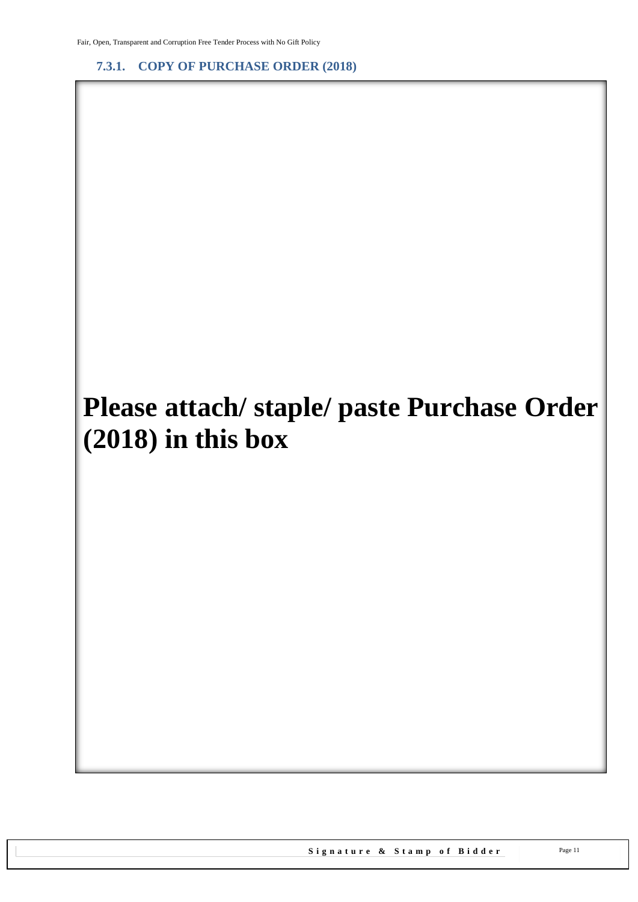### 7.3.1. COPY OF PURCHASE ORDER (2018)

**Please attach/ staple/ paste Purchase Order (2018) in this box**

**Signature & Stamp of Bidder**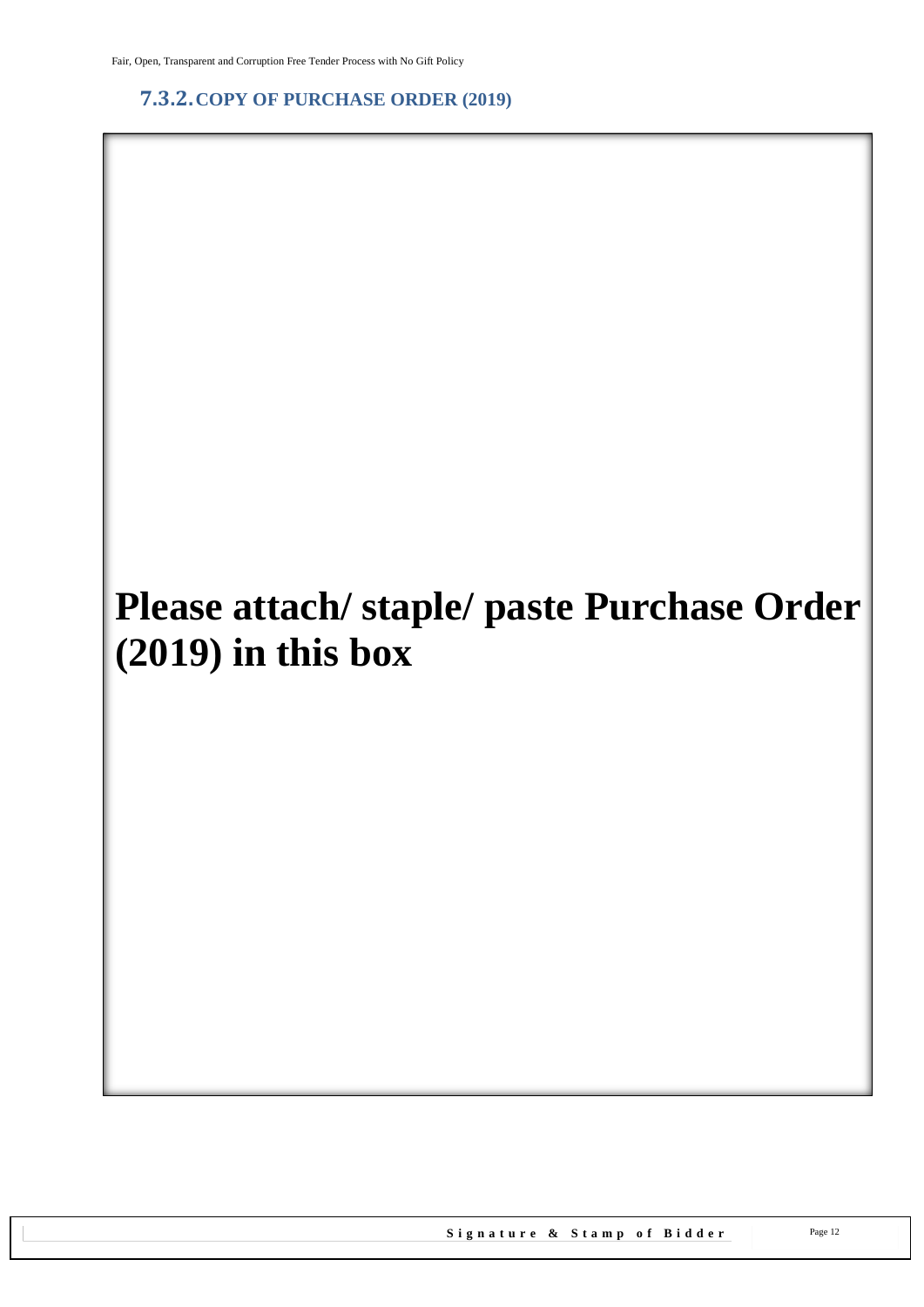### 7.3.2. COPY OF PURCHASE ORDER (2019)

**Please attach/ staple/ paste Purchase Order (2019) in this box**

**Signature & Stamp of Bidder**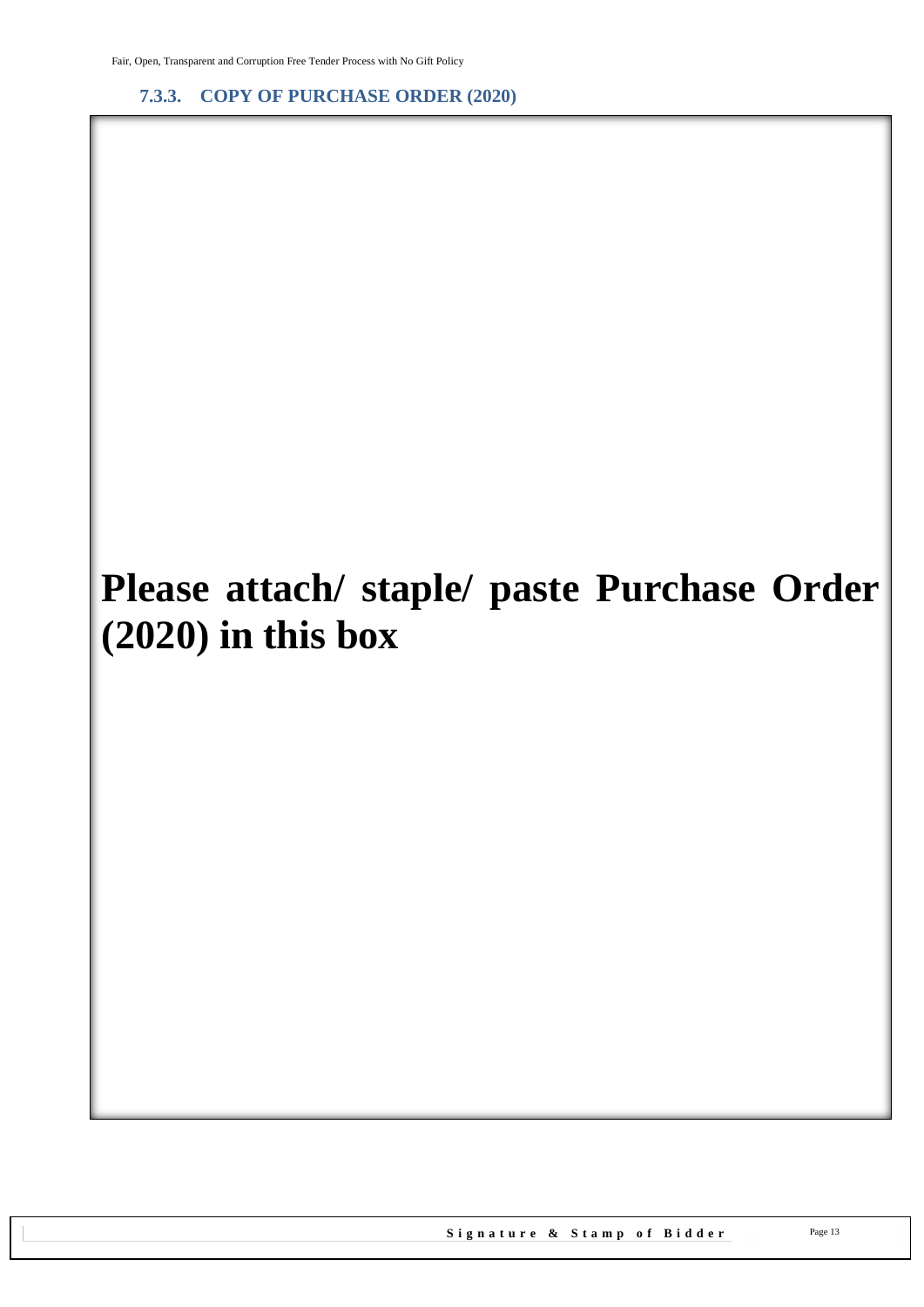### 7.3.3. COPY OF PURCHASE ORDER (2020)

**Please attach/ staple/ paste Purchase Order (2020) in this box**

**Signature & Stamp of Bidder**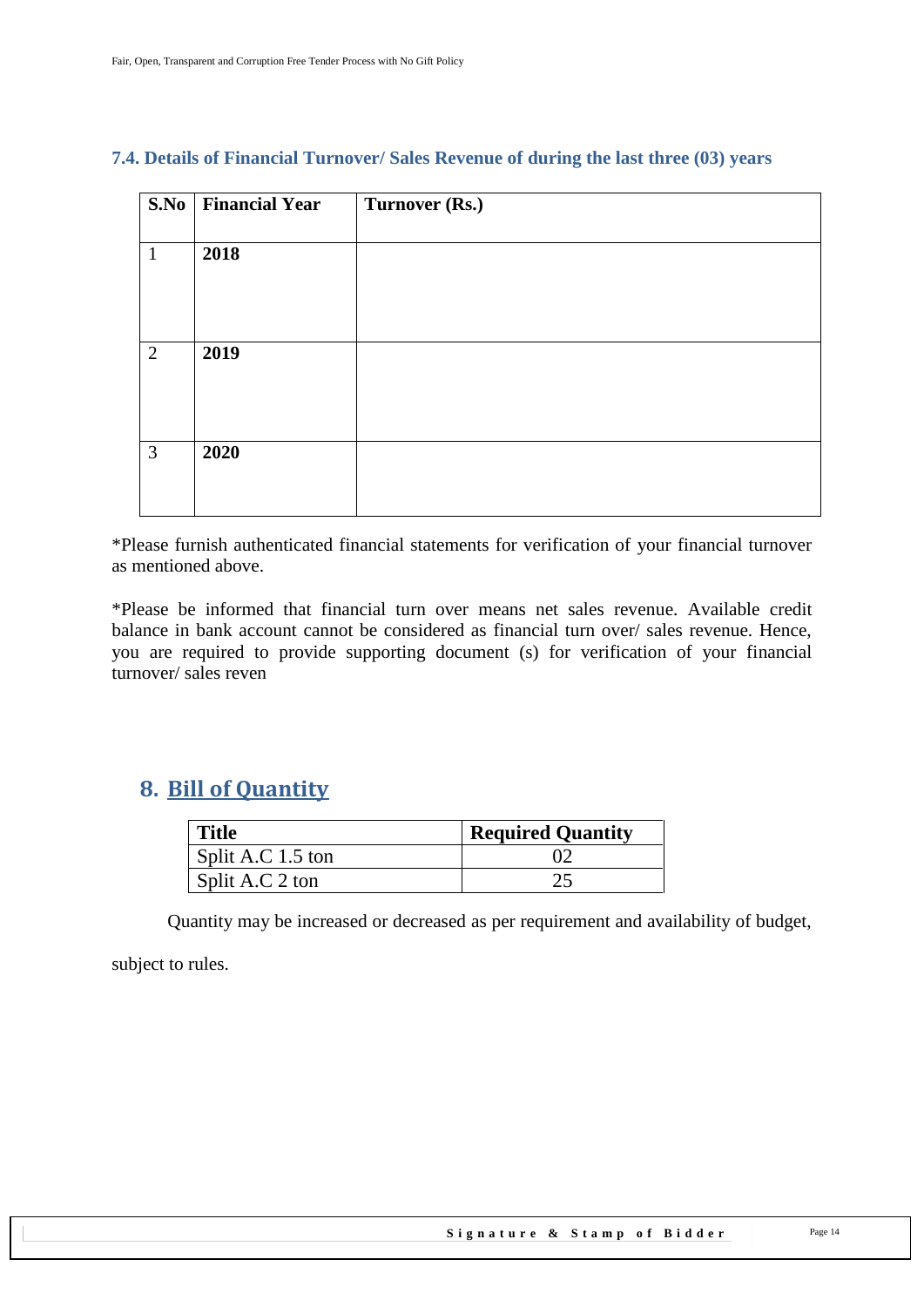### 7.4. Details of Financial Turnover/ Sales Revenue of during the last three (03) years

| S.No | Financial Year | Turnover (Rs.) |
|---|---|---|
| 1 | **2018** | |
| 2 | **2019** | |
| 3 | **2020** | |

*Please furnish authenticated financial statements for verification of your financial turnover as mentioned above.

*Please be informed that financial turn over means net sales revenue. Available credit balance in bank account cannot be considered as financial turn over/ sales revenue. Hence, you are required to provide supporting document (s) for verification of your financial turnover/ sales reven

## 8. Bill of Quantity

| Title | Required Quantity |
|---|---|
| Split A.C 1.5 ton | 02 |
| Split A.C 2 ton | 25 |

Quantity may be increased or decreased as per requirement and availability of budget, subject to rules.

Signature & Stamp of Bidder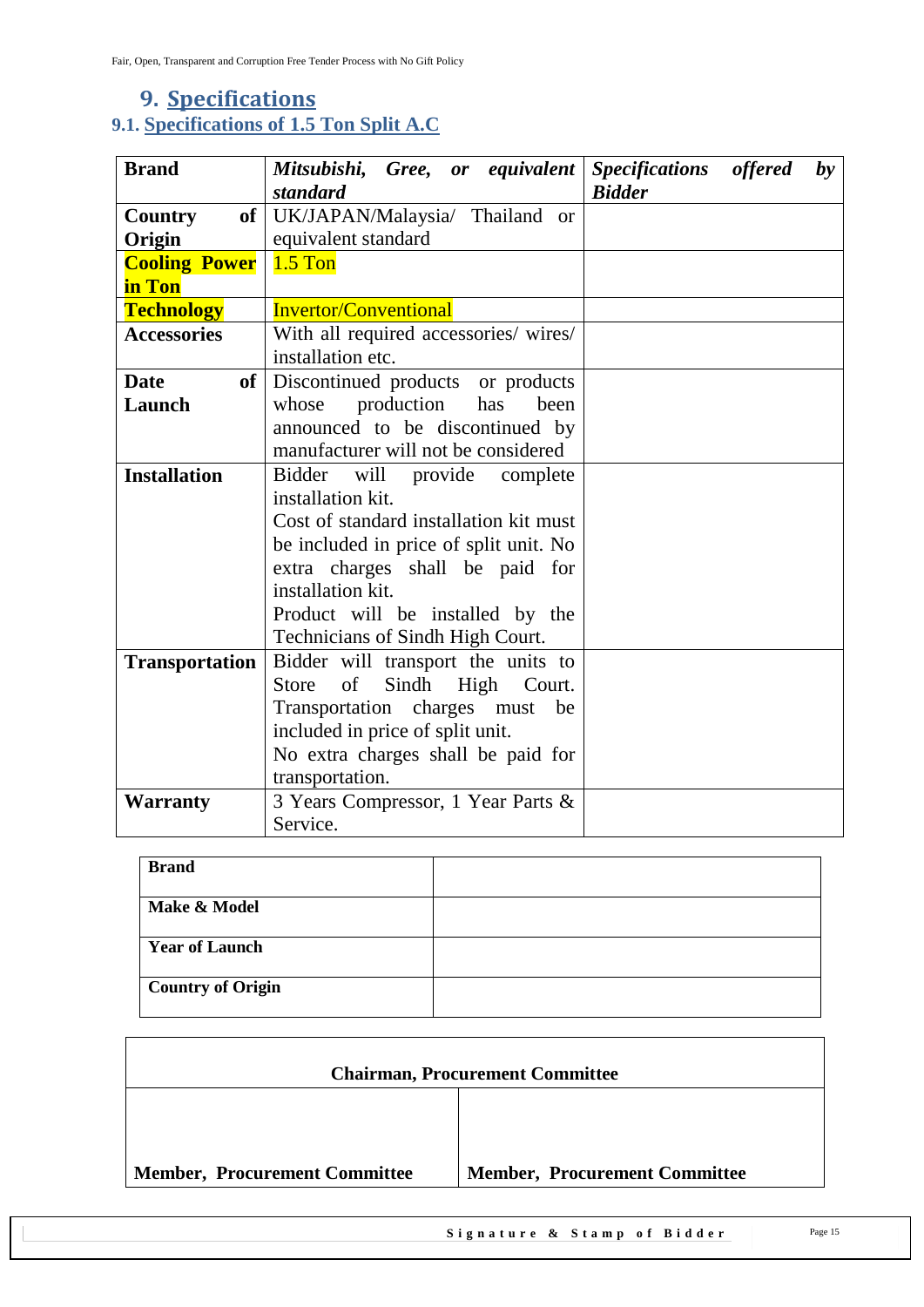# 9. Specifications

## 9.1. Specifications of 1.5 Ton Split A.C

| **Brand** | ***Mitsubishi, Gree, or equivalent standard*** | ***Specifications offered by Bidder*** |
|---|---|---|
| **Country of Origin** | UK/JAPAN/Malaysia/ Thailand or equivalent standard | |
| **Cooling Power in Ton** | 1.5 Ton | |
| **Technology** | Invertor/Conventional | |
| **Accessories** | With all required accessories/ wires/ installation etc. | |
| **Date of Launch** | Discontinued products or products whose production has been announced to be discontinued by manufacturer will not be considered | |
| **Installation** | Bidder will provide complete installation kit. Cost of standard installation kit must be included in price of split unit. No extra charges shall be paid for installation kit. Product will be installed by the Technicians of Sindh High Court. | |
| **Transportation** | Bidder will transport the units to Store of Sindh High Court. Transportation charges must be included in price of split unit. No extra charges shall be paid for transportation. | |
| **Warranty** | 3 Years Compressor, 1 Year Parts & Service. | |

| **Brand** | |
|---|---|
| **Make & Model** | |
| **Year of Launch** | |
| **Country of Origin** | |

| **Chairman, Procurement Committee** | |
|---|---|
| **Member, Procurement Committee** | **Member, Procurement Committee** |

**Signature & Stamp of Bidder**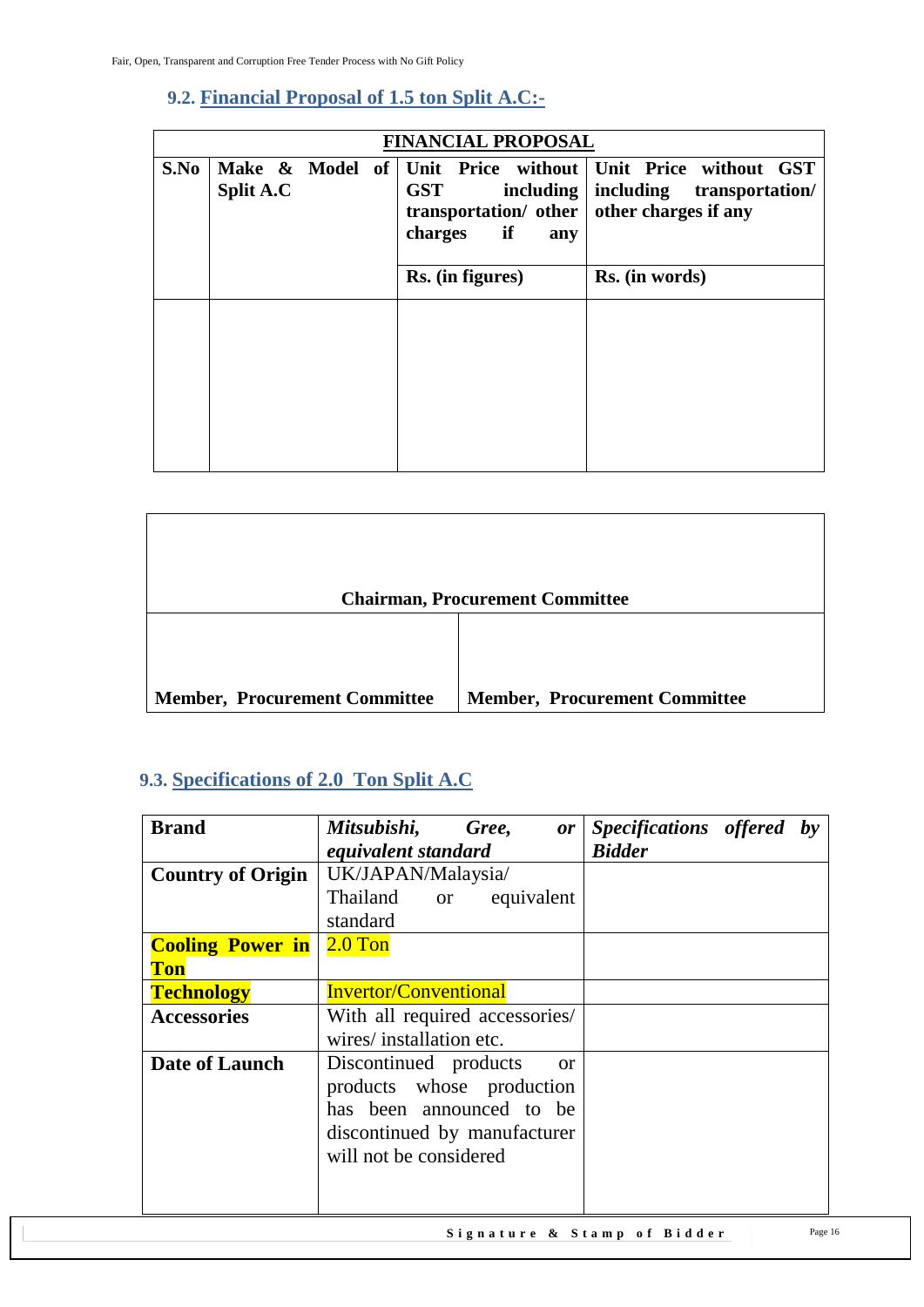## 9.2. Financial Proposal of 1.5 ton Split A.C:-

| FINANCIAL PROPOSAL | | | |
|---|---|---|---|
| **S.No** | **Make & Model of Split A.C** | **Unit Price without GST including transportation/ other charges if any** | **Unit Price without GST including transportation/ other charges if any** |
| | | **Rs. (in figures)** | **Rs. (in words)** |
| | | | |

| **Chairman, Procurement Committee** | |
|---|---|
| **Member, Procurement Committee** | **Member, Procurement Committee** |

## 9.3. Specifications of 2.0 Ton Split A.C

| **Brand** | ***Mitsubishi, Gree, or equivalent standard*** | ***Specifications offered by Bidder*** |
|---|---|---|
| **Country of Origin** | UK/JAPAN/Malaysia/ Thailand or equivalent standard | |
| **Cooling Power in Ton** | 2.0 Ton | |
| **Technology** | Invertor/Conventional | |
| **Accessories** | With all required accessories/ wires/ installation etc. | |
| **Date of Launch** | Discontinued products or products whose production has been announced to be discontinued by manufacturer will not be considered | |

Signature & Stamp of Bidder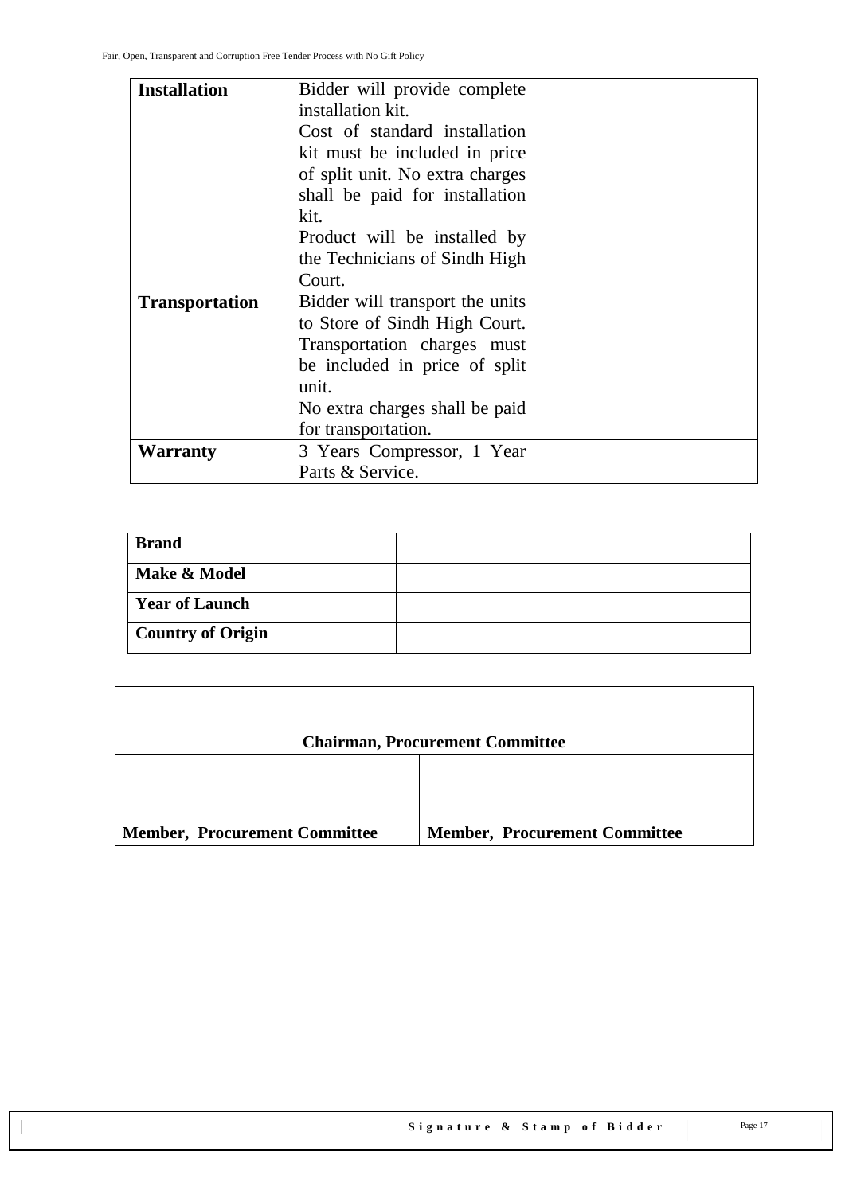| Installation | Bidder will provide complete installation kit.<br>Cost of standard installation kit must be included in price of split unit. No extra charges shall be paid for installation kit.<br>Product will be installed by the Technicians of Sindh High Court. | |
|---|---|---|
| **Transportation** | Bidder will transport the units to Store of Sindh High Court.<br>Transportation charges must be included in price of split unit.<br>No extra charges shall be paid for transportation. | |
| **Warranty** | 3 Years Compressor, 1 Year Parts & Service. | |

| Brand | |
|---|---|
| **Make & Model** | |
| **Year of Launch** | |
| **Country of Origin** | |

| Chairman, Procurement Committee | |
|---|---|
| **Member, Procurement Committee** | **Member, Procurement Committee** |

Signature & Stamp of Bidder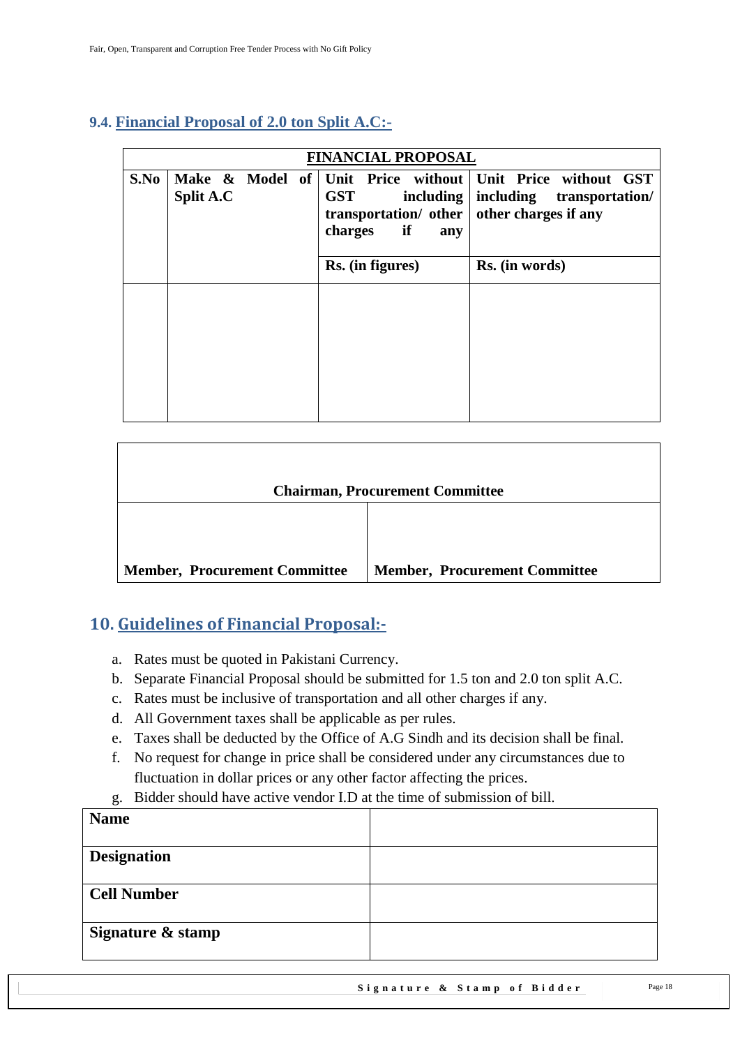### 9.4. Financial Proposal of 2.0 ton Split A.C:-

| FINANCIAL PROPOSAL | | | |
|---|---|---|---|
| **S.No** | **Make & Model of Split A.C** | **Unit Price without GST including transportation/ other charges if any** | **Unit Price without GST including transportation/ other charges if any** |
| | | **Rs. (in figures)** | **Rs. (in words)** |
| | | | |

| **Chairman, Procurement Committee** | |
|---|---|
| **Member, Procurement Committee** | **Member, Procurement Committee** |

## 10. Guidelines of Financial Proposal:-

a. Rates must be quoted in Pakistani Currency.
b. Separate Financial Proposal should be submitted for 1.5 ton and 2.0 ton split A.C.
c. Rates must be inclusive of transportation and all other charges if any.
d. All Government taxes shall be applicable as per rules.
e. Taxes shall be deducted by the Office of A.G Sindh and its decision shall be final.
f. No request for change in price shall be considered under any circumstances due to fluctuation in dollar prices or any other factor affecting the prices.
g. Bidder should have active vendor I.D at the time of submission of bill.

| **Name** | |
|---|---|
| **Designation** | |
| **Cell Number** | |
| **Signature & stamp** | |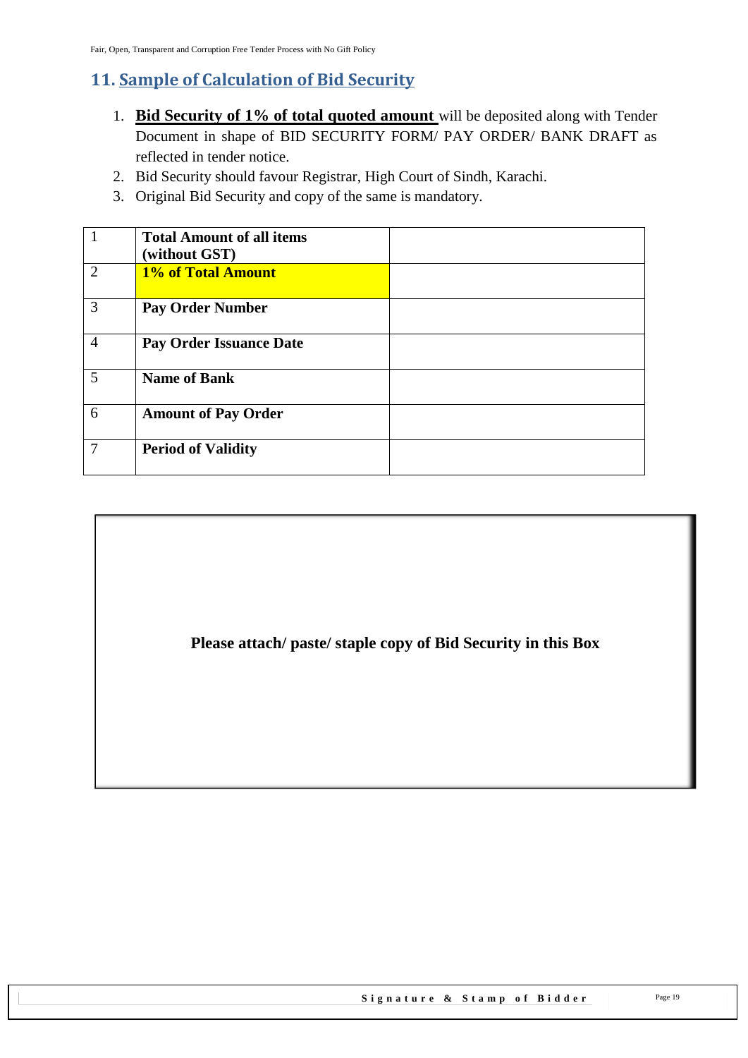## 11. Sample of Calculation of Bid Security

1. **Bid Security of 1% of total quoted amount** will be deposited along with Tender Document in shape of BID SECURITY FORM/ PAY ORDER/ BANK DRAFT as reflected in tender notice.
2. Bid Security should favour Registrar, High Court of Sindh, Karachi.
3. Original Bid Security and copy of the same is mandatory.

| | | |
|---|---|---|
| 1 | **Total Amount of all items (without GST)** | |
| 2 | **1% of Total Amount** | |
| 3 | **Pay Order Number** | |
| 4 | **Pay Order Issuance Date** | |
| 5 | **Name of Bank** | |
| 6 | **Amount of Pay Order** | |
| 7 | **Period of Validity** | |

**Please attach/ paste/ staple copy of Bid Security in this Box**

**Signature & Stamp of Bidder**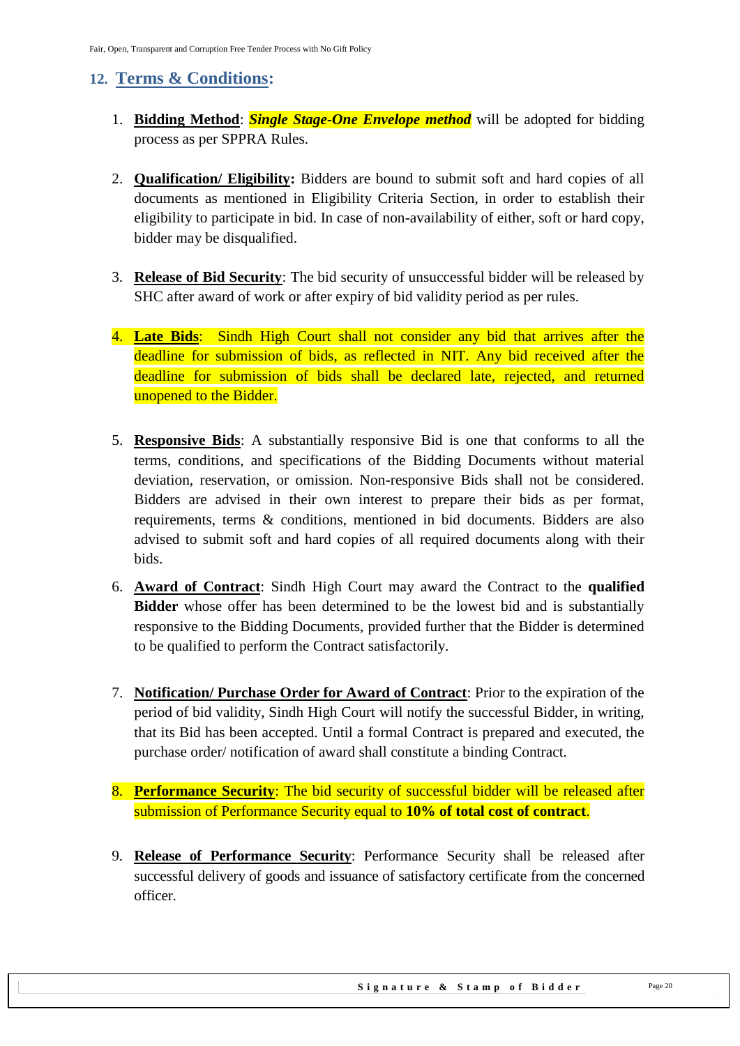## 12. Terms & Conditions:

1. **Bidding Method**: ***Single Stage-One Envelope method*** will be adopted for bidding process as per SPPRA Rules.

2. **Qualification/ Eligibility:** Bidders are bound to submit soft and hard copies of all documents as mentioned in Eligibility Criteria Section, in order to establish their eligibility to participate in bid. In case of non-availability of either, soft or hard copy, bidder may be disqualified.

3. **Release of Bid Security**: The bid security of unsuccessful bidder will be released by SHC after award of work or after expiry of bid validity period as per rules.

4. **Late Bids**: Sindh High Court shall not consider any bid that arrives after the deadline for submission of bids, as reflected in NIT. Any bid received after the deadline for submission of bids shall be declared late, rejected, and returned unopened to the Bidder.

5. **Responsive Bids**: A substantially responsive Bid is one that conforms to all the terms, conditions, and specifications of the Bidding Documents without material deviation, reservation, or omission. Non-responsive Bids shall not be considered. Bidders are advised in their own interest to prepare their bids as per format, requirements, terms & conditions, mentioned in bid documents. Bidders are also advised to submit soft and hard copies of all required documents along with their bids.

6. **Award of Contract**: Sindh High Court may award the Contract to the **qualified Bidder** whose offer has been determined to be the lowest bid and is substantially responsive to the Bidding Documents, provided further that the Bidder is determined to be qualified to perform the Contract satisfactorily.

7. **Notification/ Purchase Order for Award of Contract**: Prior to the expiration of the period of bid validity, Sindh High Court will notify the successful Bidder, in writing, that its Bid has been accepted. Until a formal Contract is prepared and executed, the purchase order/ notification of award shall constitute a binding Contract.

8. **Performance Security**: The bid security of successful bidder will be released after submission of Performance Security equal to **10% of total cost of contract**.

9. **Release of Performance Security**: Performance Security shall be released after successful delivery of goods and issuance of satisfactory certificate from the concerned officer.

**Signature & Stamp of Bidder**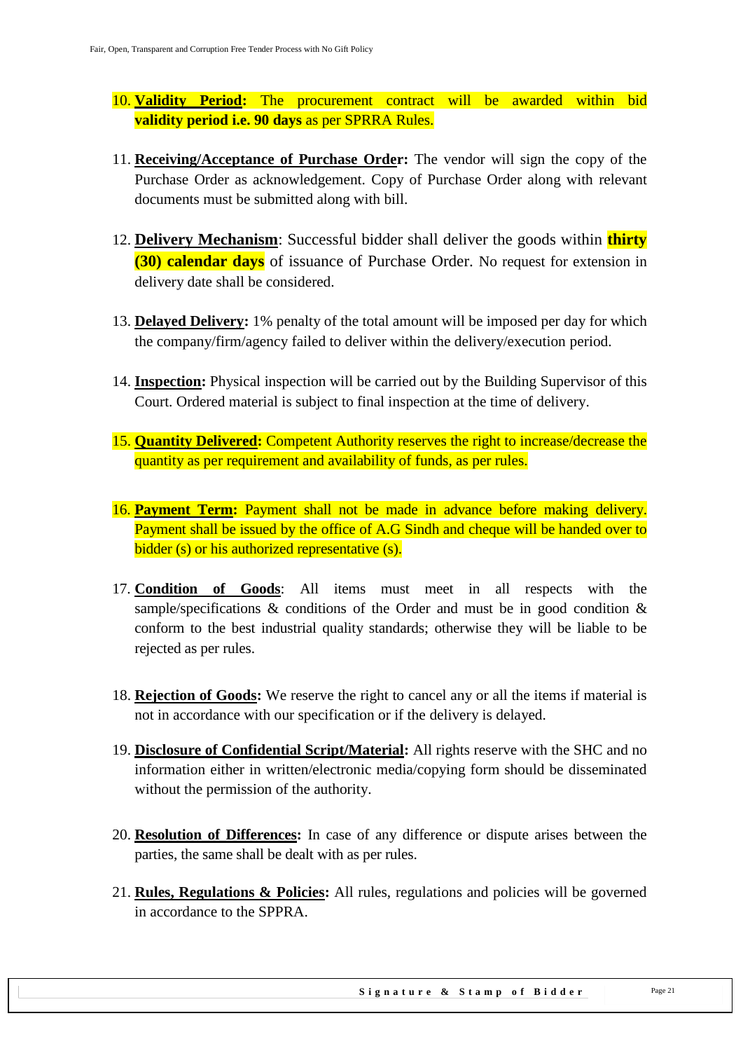10. **Validity Period:** The procurement contract will be awarded within bid **validity period i.e. 90 days** as per SPRRA Rules.

11. **Receiving/Acceptance of Purchase Order:** The vendor will sign the copy of the Purchase Order as acknowledgement. Copy of Purchase Order along with relevant documents must be submitted along with bill.

12. **Delivery Mechanism**: Successful bidder shall deliver the goods within **thirty (30) calendar days** of issuance of Purchase Order. No request for extension in delivery date shall be considered.

13. **Delayed Delivery:** 1% penalty of the total amount will be imposed per day for which the company/firm/agency failed to deliver within the delivery/execution period.

14. **Inspection:** Physical inspection will be carried out by the Building Supervisor of this Court. Ordered material is subject to final inspection at the time of delivery.

15. **Quantity Delivered:** Competent Authority reserves the right to increase/decrease the quantity as per requirement and availability of funds, as per rules.

16. **Payment Term:** Payment shall not be made in advance before making delivery. Payment shall be issued by the office of A.G Sindh and cheque will be handed over to bidder (s) or his authorized representative (s).

17. **Condition of Goods**: All items must meet in all respects with the sample/specifications & conditions of the Order and must be in good condition & conform to the best industrial quality standards; otherwise they will be liable to be rejected as per rules.

18. **Rejection of Goods:** We reserve the right to cancel any or all the items if material is not in accordance with our specification or if the delivery is delayed.

19. **Disclosure of Confidential Script/Material:** All rights reserve with the SHC and no information either in written/electronic media/copying form should be disseminated without the permission of the authority.

20. **Resolution of Differences:** In case of any difference or dispute arises between the parties, the same shall be dealt with as per rules.

21. **Rules, Regulations & Policies:** All rules, regulations and policies will be governed in accordance to the SPPRA.

**Signature & Stamp of Bidder**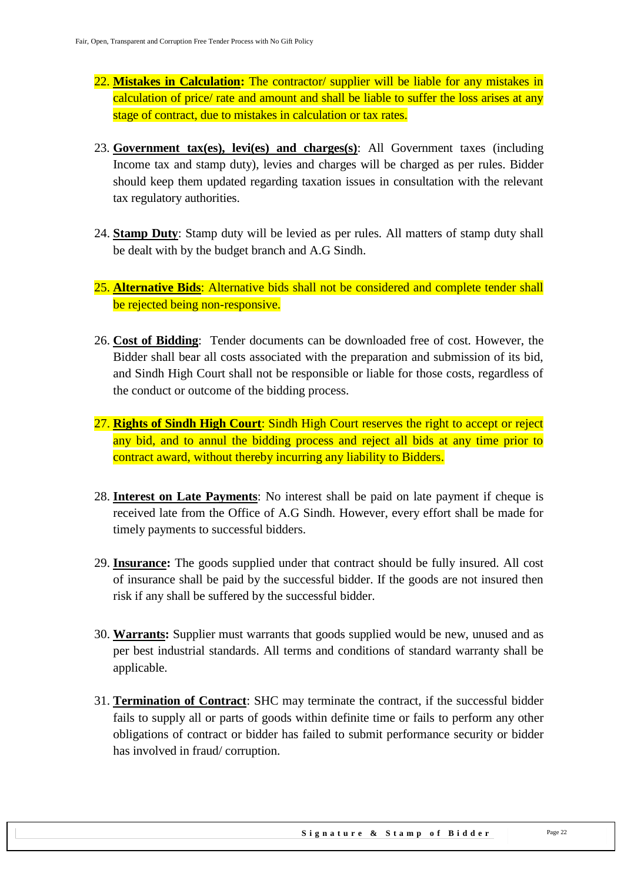22. **Mistakes in Calculation:** The contractor/ supplier will be liable for any mistakes in calculation of price/ rate and amount and shall be liable to suffer the loss arises at any stage of contract, due to mistakes in calculation or tax rates.

23. **Government tax(es), levi(es) and charges(s)**: All Government taxes (including Income tax and stamp duty), levies and charges will be charged as per rules. Bidder should keep them updated regarding taxation issues in consultation with the relevant tax regulatory authorities.

24. **Stamp Duty**: Stamp duty will be levied as per rules. All matters of stamp duty shall be dealt with by the budget branch and A.G Sindh.

25. **Alternative Bids**: Alternative bids shall not be considered and complete tender shall be rejected being non-responsive.

26. **Cost of Bidding**: Tender documents can be downloaded free of cost. However, the Bidder shall bear all costs associated with the preparation and submission of its bid, and Sindh High Court shall not be responsible or liable for those costs, regardless of the conduct or outcome of the bidding process.

27. **Rights of Sindh High Court**: Sindh High Court reserves the right to accept or reject any bid, and to annul the bidding process and reject all bids at any time prior to contract award, without thereby incurring any liability to Bidders.

28. **Interest on Late Payments**: No interest shall be paid on late payment if cheque is received late from the Office of A.G Sindh. However, every effort shall be made for timely payments to successful bidders.

29. **Insurance:** The goods supplied under that contract should be fully insured. All cost of insurance shall be paid by the successful bidder. If the goods are not insured then risk if any shall be suffered by the successful bidder.

30. **Warrants:** Supplier must warrants that goods supplied would be new, unused and as per best industrial standards. All terms and conditions of standard warranty shall be applicable.

31. **Termination of Contract**: SHC may terminate the contract, if the successful bidder fails to supply all or parts of goods within definite time or fails to perform any other obligations of contract or bidder has failed to submit performance security or bidder has involved in fraud/ corruption.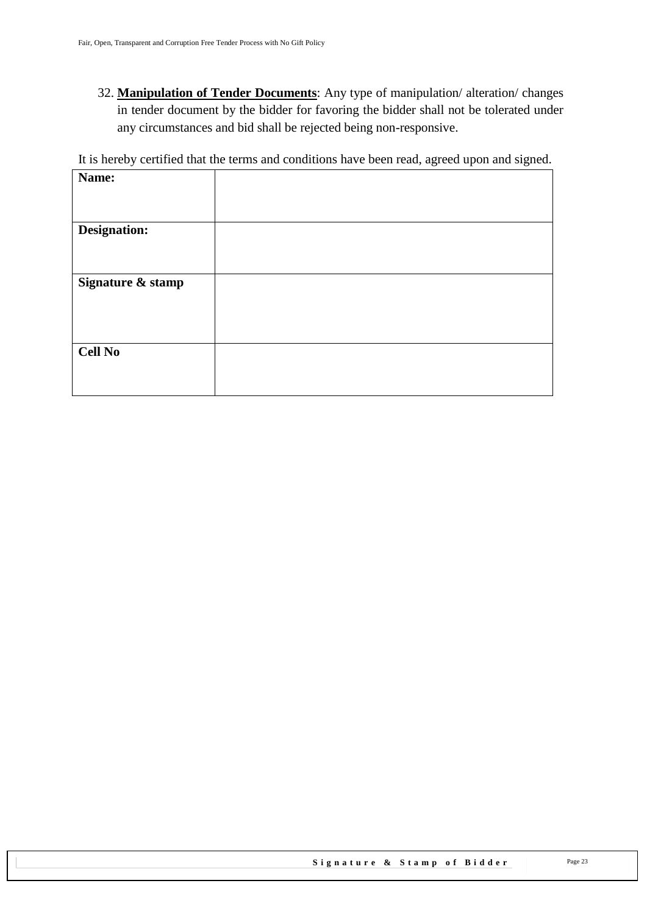32. **<u>Manipulation of Tender Documents</u>**: Any type of manipulation/ alteration/ changes in tender document by the bidder for favoring the bidder shall not be tolerated under any circumstances and bid shall be rejected being non-responsive.

It is hereby certified that the terms and conditions have been read, agreed upon and signed.

| **Name:** | |
|---|---|
| **Designation:** | |
| **Signature & stamp** | |
| **Cell No** | |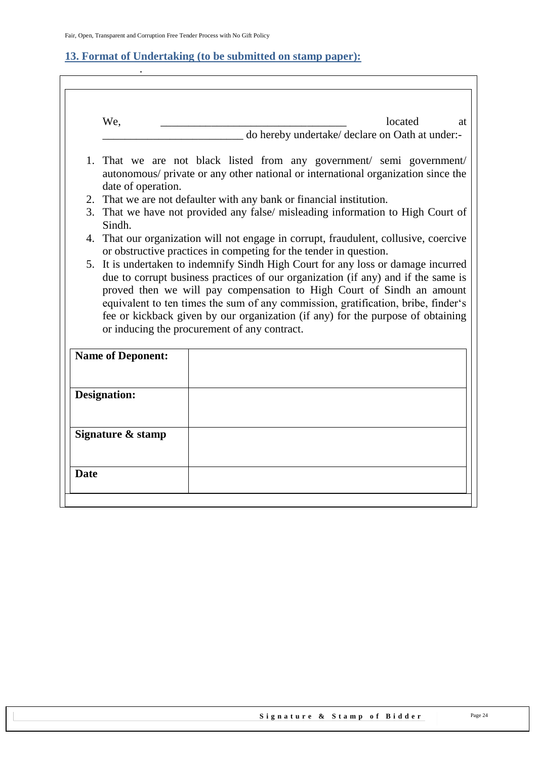## 13. Format of Undertaking (to be submitted on stamp paper):

We, _________________________________ located at _________________________ do hereby undertake/ declare on Oath at under:-

1. That we are not black listed from any government/ semi government/ autonomous/ private or any other national or international organization since the date of operation.
2. That we are not defaulter with any bank or financial institution.
3. That we have not provided any false/ misleading information to High Court of Sindh.
4. That our organization will not engage in corrupt, fraudulent, collusive, coercive or obstructive practices in competing for the tender in question.
5. It is undertaken to indemnify Sindh High Court for any loss or damage incurred due to corrupt business practices of our organization (if any) and if the same is proved then we will pay compensation to High Court of Sindh an amount equivalent to ten times the sum of any commission, gratification, bribe, finder's fee or kickback given by our organization (if any) for the purpose of obtaining or inducing the procurement of any contract.

| | |
|---|---|
| **Name of Deponent:** | |
| **Designation:** | |
| **Signature & stamp** | |
| **Date** | |

**Signature & Stamp of Bidder**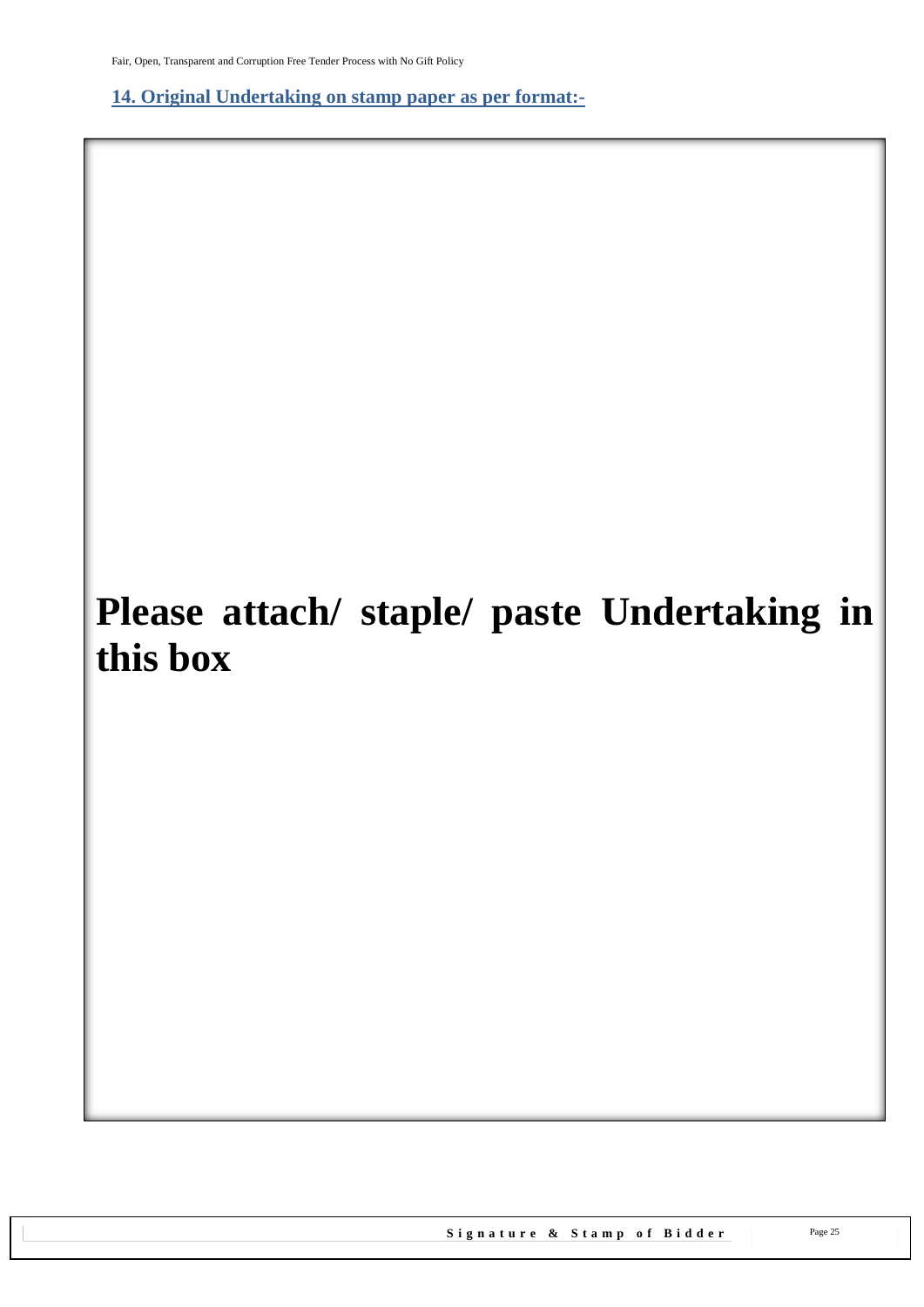## 14. Original Undertaking on stamp paper as per format:-

**Please attach/ staple/ paste Undertaking in this box**

**Signature & Stamp of Bidder**